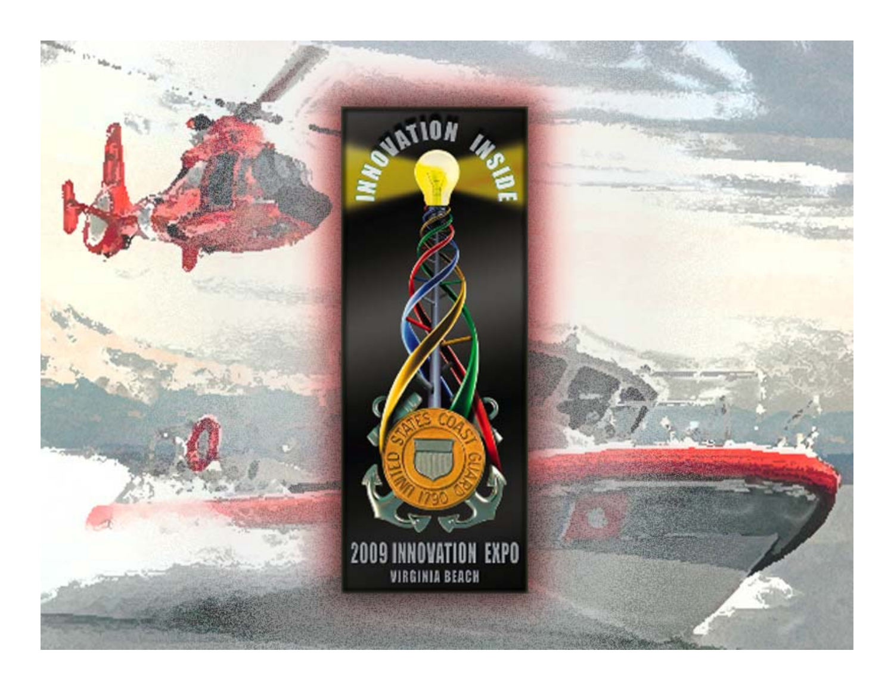INNOVATION INSIDE

UNITED STATES COAST GUARD 1790

2009 INNOVATION EXPO

VIRGINIA BEACH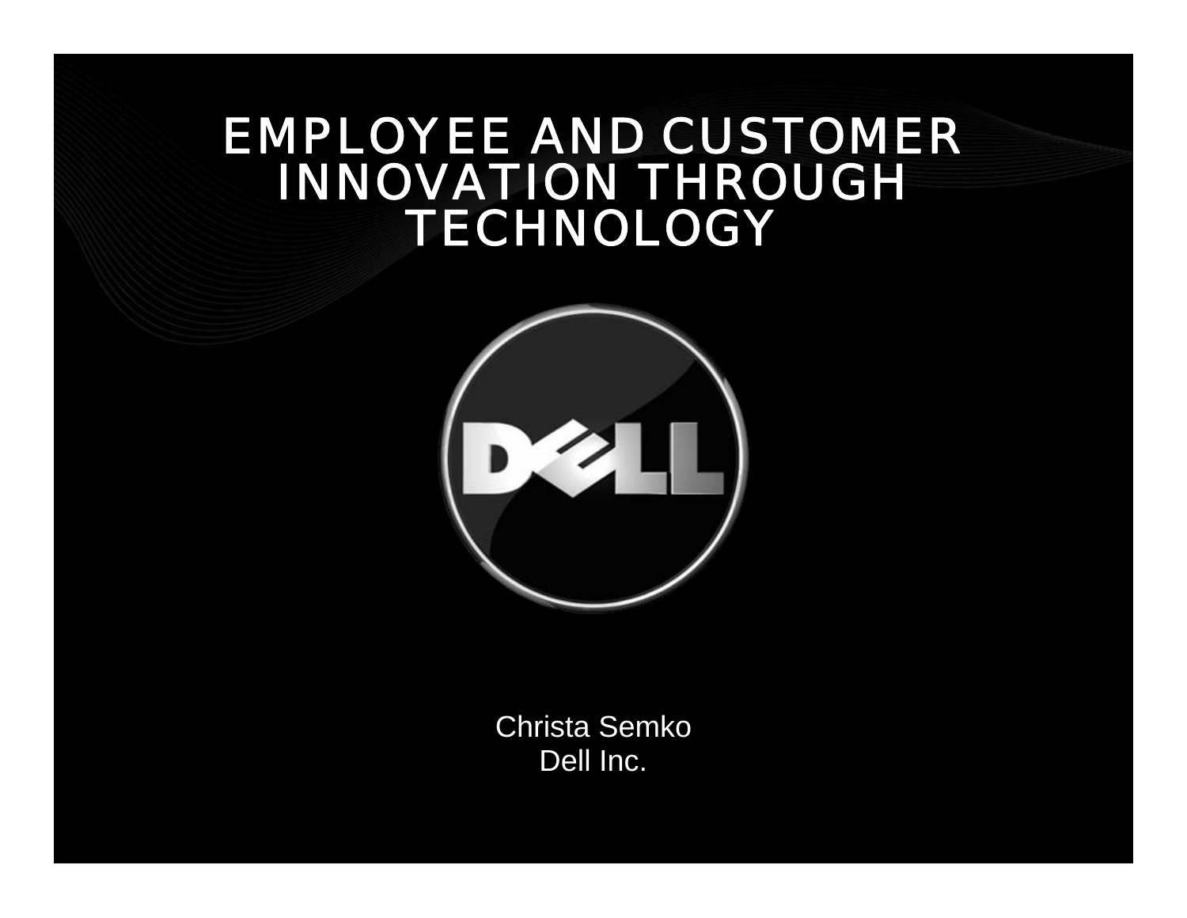# EMPLOYEE AND CUSTOMER INNOVATION THROUGH TECHNOLOGY

Christa Semko
Dell Inc.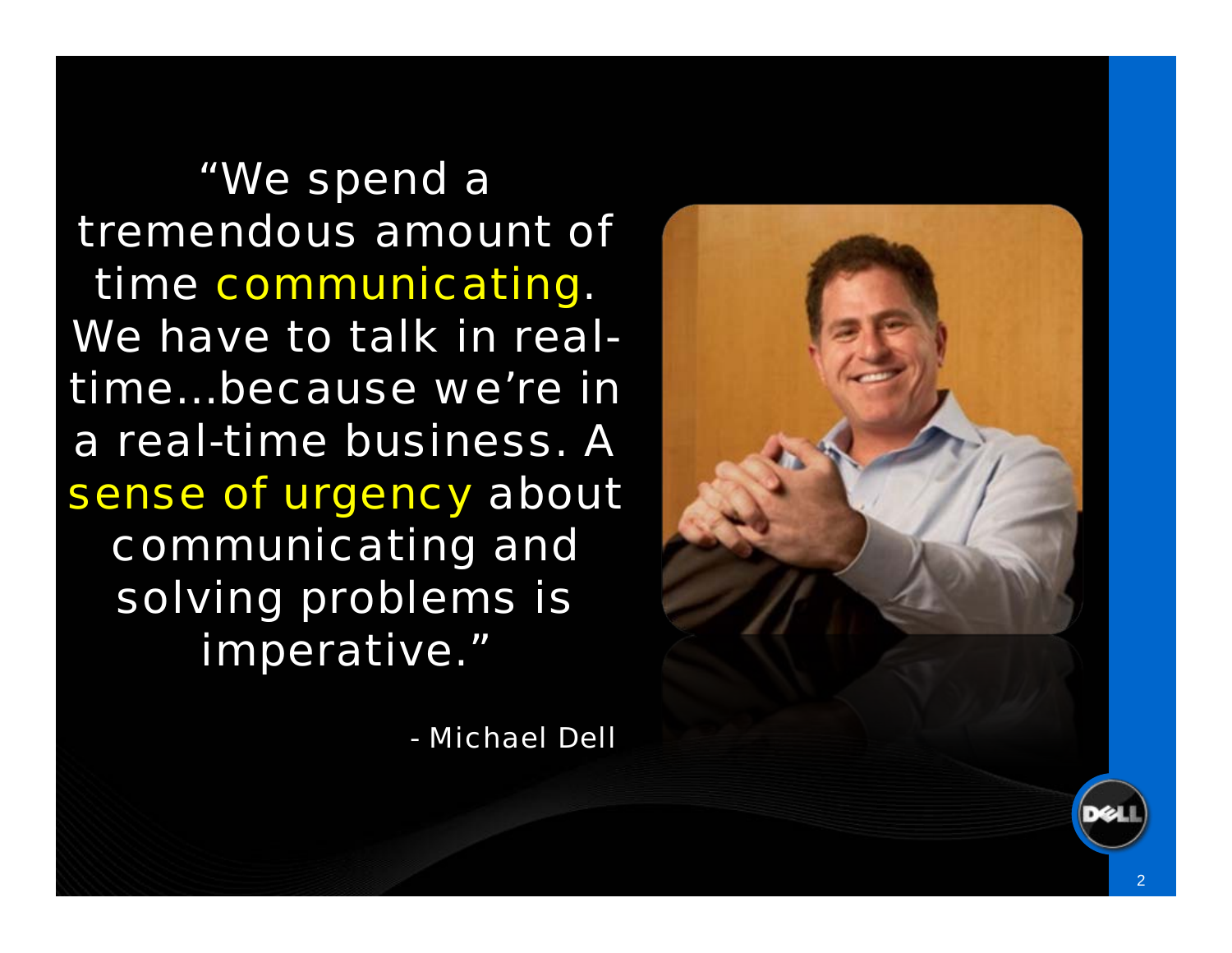"We spend a tremendous amount of time communicating. We have to talk in real-time…because we're in a real-time business. A sense of urgency about communicating and solving problems is imperative."

- Michael Dell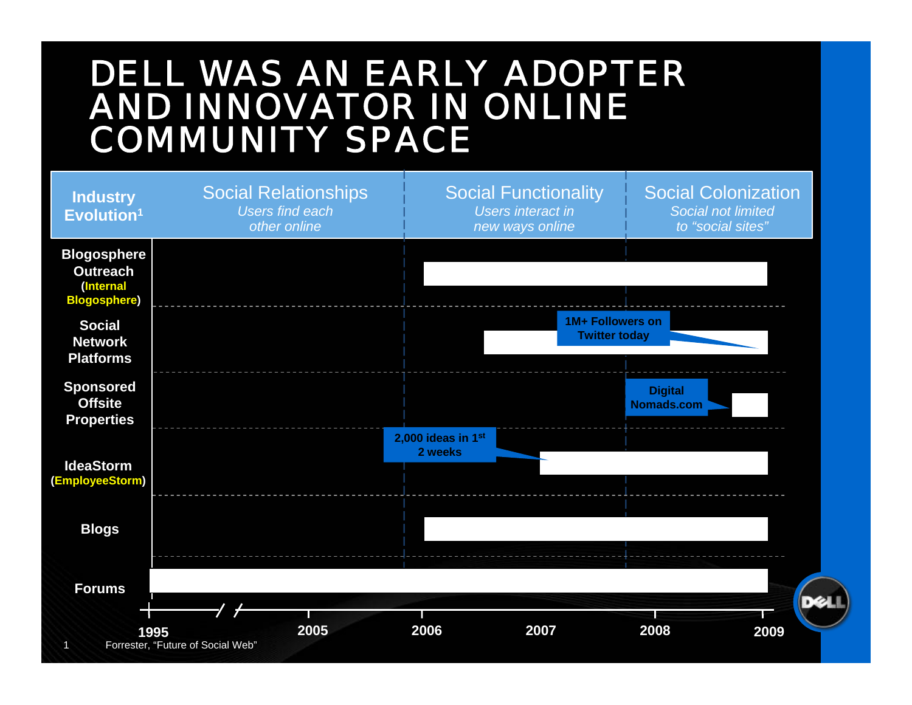# DELL WAS AN EARLY ADOPTER AND INNOVATOR IN ONLINE COMMUNITY SPACE

| Industry Evolution[1] | Social Relationships *Users find each other online* | Social Functionality *Users interact in new ways online* | Social Colonization *Social not limited to "social sites"* |
|---|---|---|---|

- **Blogosphere Outreach (Internal Blogosphere)**
- **Social Network Platforms** — 1M+ Followers on Twitter today
- **Sponsored Offsite Properties** — Digital Nomads.com
- **IdeaStorm (EmployeeStorm)** — 2,000 ideas in 1st 2 weeks
- **Blogs**
- **Forums**

1995 / 2005 / 2006 / 2007 / 2008 / 2009

1 Forrester, "Future of Social Web"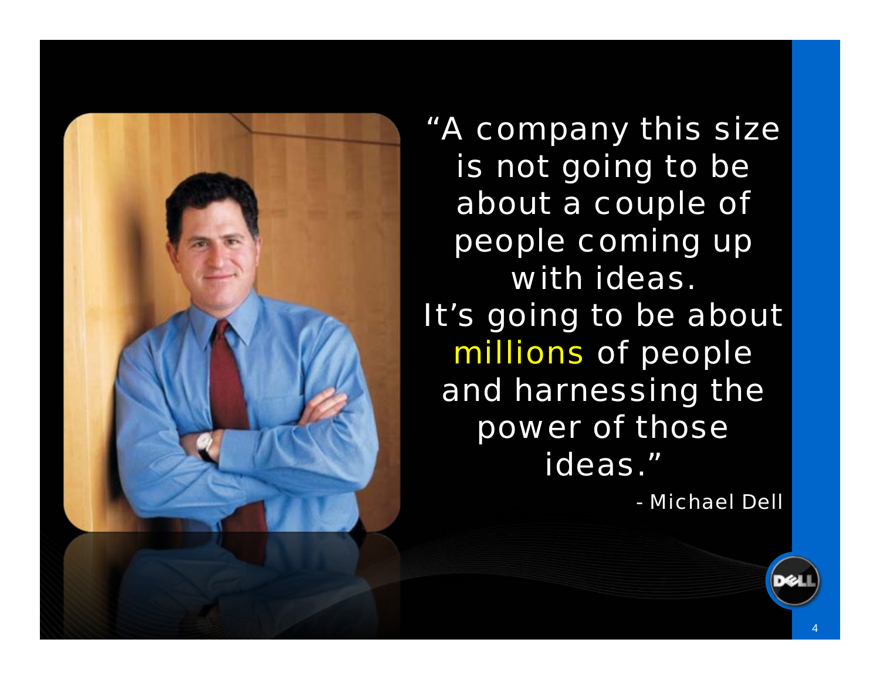"A company this size is not going to be about a couple of people coming up with ideas.
It's going to be about millions of people and harnessing the power of those ideas."

- Michael Dell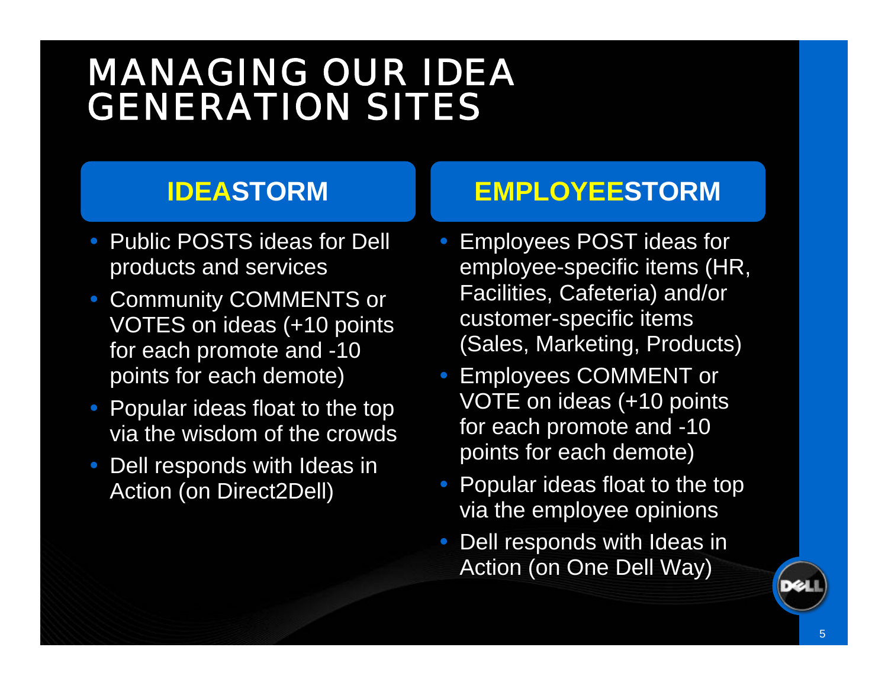# MANAGING OUR IDEA GENERATION SITES

## IDEASTORM

- Public POSTS ideas for Dell products and services
- Community COMMENTS or VOTES on ideas (+10 points for each promote and -10 points for each demote)
- Popular ideas float to the top via the wisdom of the crowds
- Dell responds with Ideas in Action (on Direct2Dell)

## EMPLOYEESTORM

- Employees POST ideas for employee-specific items (HR, Facilities, Cafeteria) and/or customer-specific items (Sales, Marketing, Products)
- Employees COMMENT or VOTE on ideas (+10 points for each promote and -10 points for each demote)
- Popular ideas float to the top via the employee opinions
- Dell responds with Ideas in Action (on One Dell Way)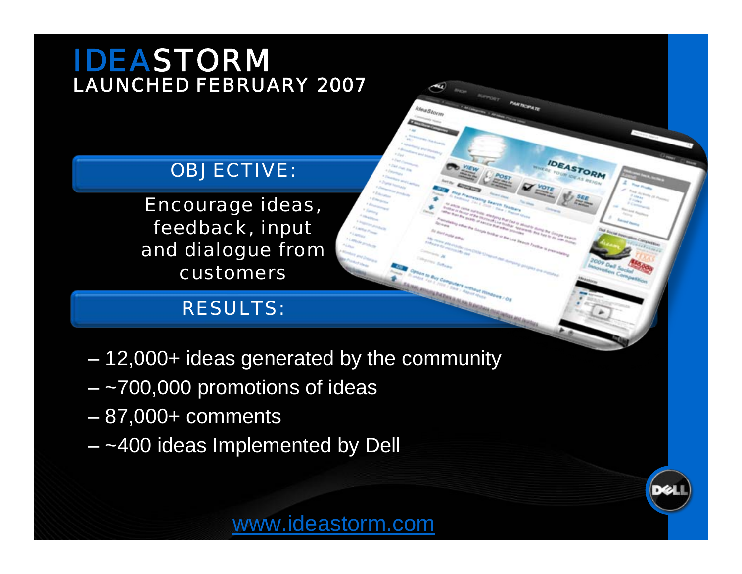# IDEASTORM
## LAUNCHED FEBRUARY 2007

### OBJECTIVE:

Encourage ideas, feedback, input and dialogue from customers

### RESULTS:

- 12,000+ ideas generated by the community
- ~700,000 promotions of ideas
- 87,000+ comments
- ~400 ideas Implemented by Dell

www.ideastorm.com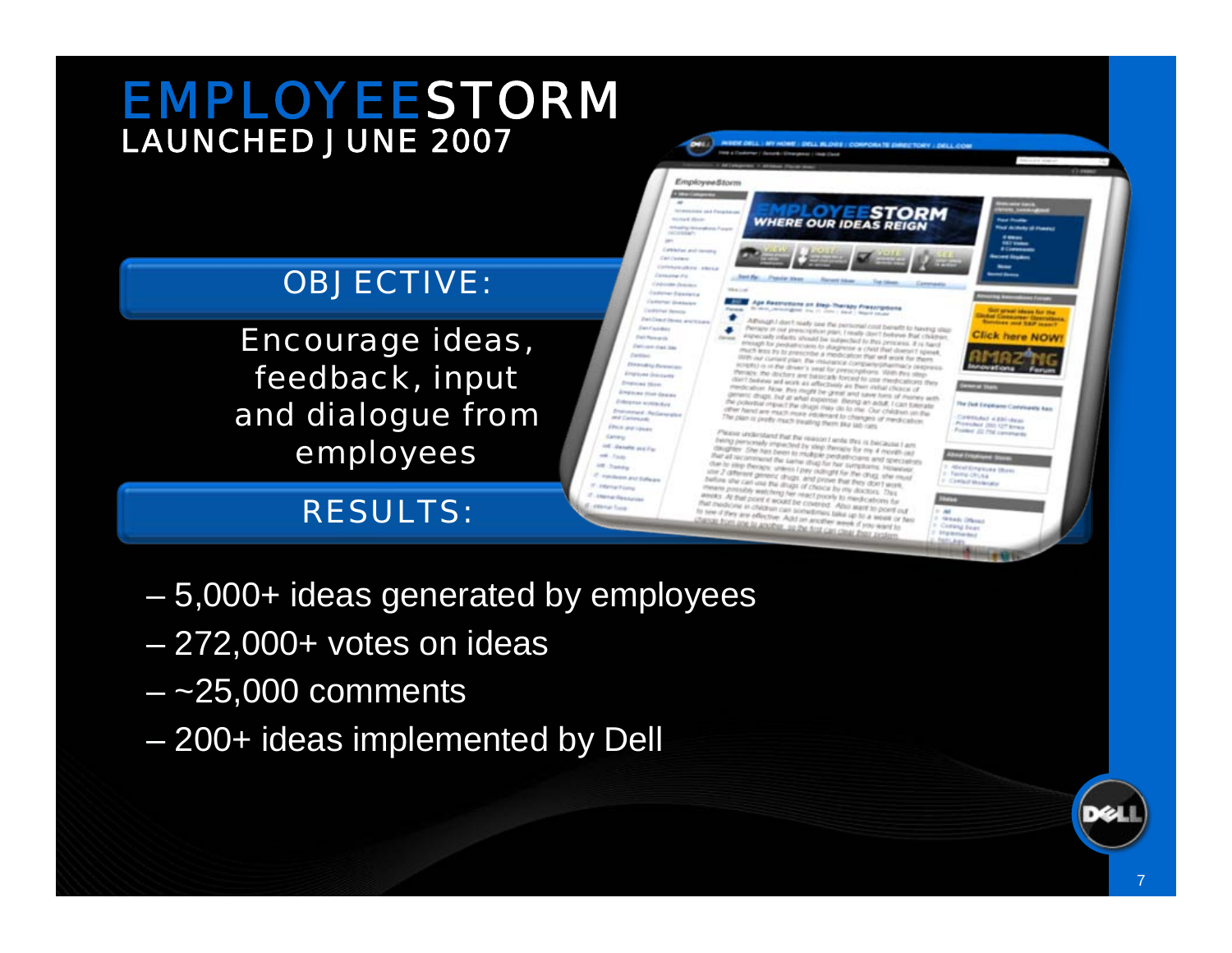# EMPLOYEESTORM

## LAUNCHED JUNE 2007

### OBJECTIVE:

Encourage ideas, feedback, input and dialogue from employees

### RESULTS:

- 5,000+ ideas generated by employees
- 272,000+ votes on ideas
- ~25,000 comments
- 200+ ideas implemented by Dell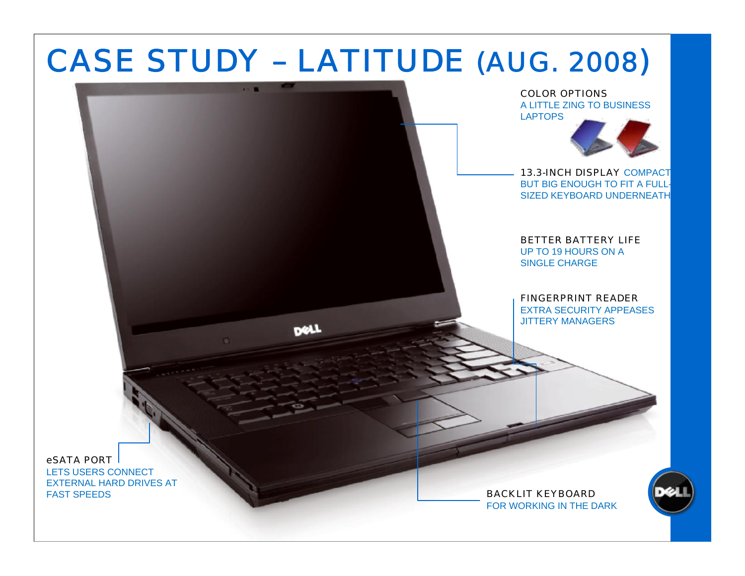# CASE STUDY – LATITUDE (AUG. 2008)

COLOR OPTIONS
A LITTLE ZING TO BUSINESS LAPTOPS

13.3-INCH DISPLAY COMPACT BUT BIG ENOUGH TO FIT A FULL-SIZED KEYBOARD UNDERNEATH

BETTER BATTERY LIFE
UP TO 19 HOURS ON A SINGLE CHARGE

FINGERPRINT READER
EXTRA SECURITY APPEASES JITTERY MANAGERS

eSATA PORT
LETS USERS CONNECT EXTERNAL HARD DRIVES AT FAST SPEEDS

BACKLIT KEYBOARD
FOR WORKING IN THE DARK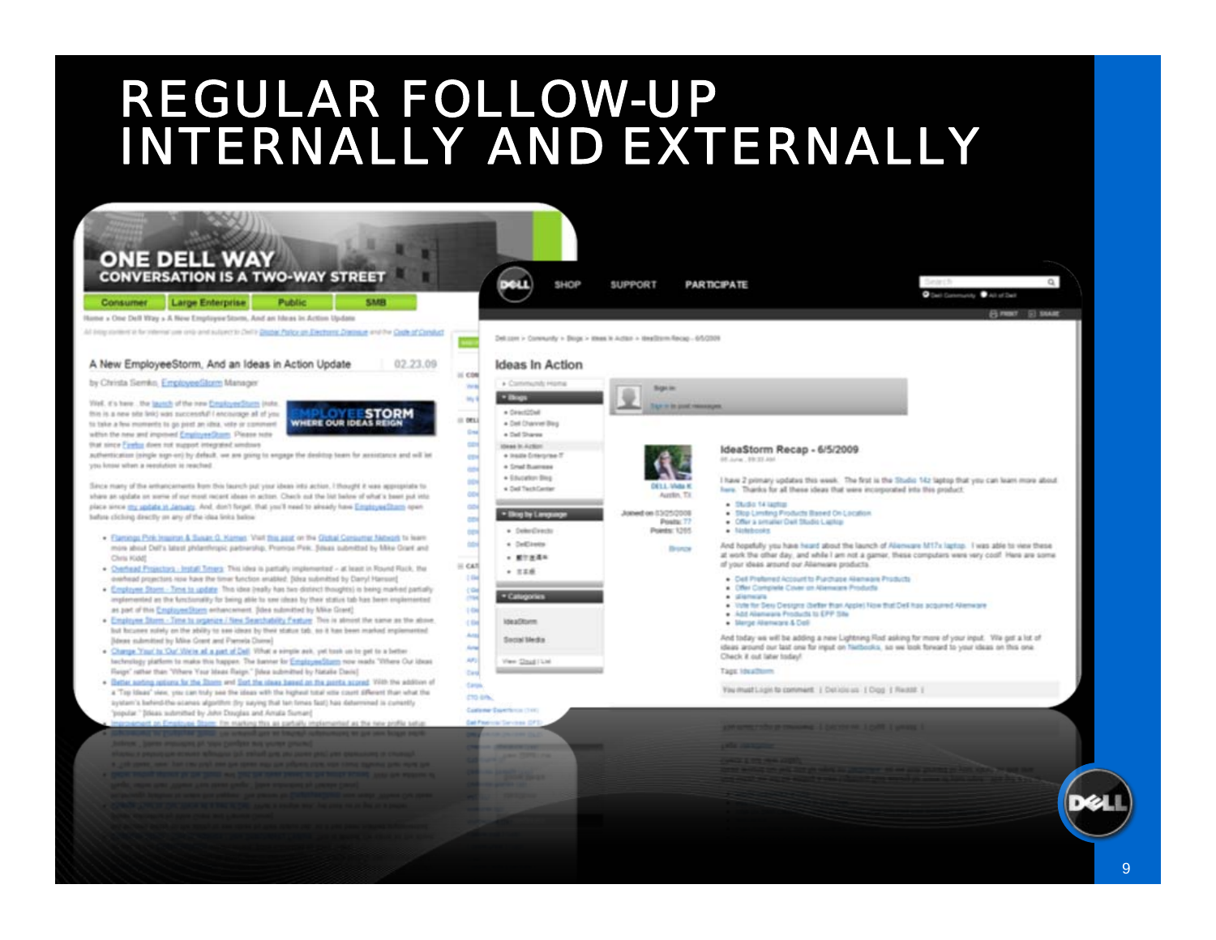# REGULAR FOLLOW-UP INTERNALLY AND EXTERNALLY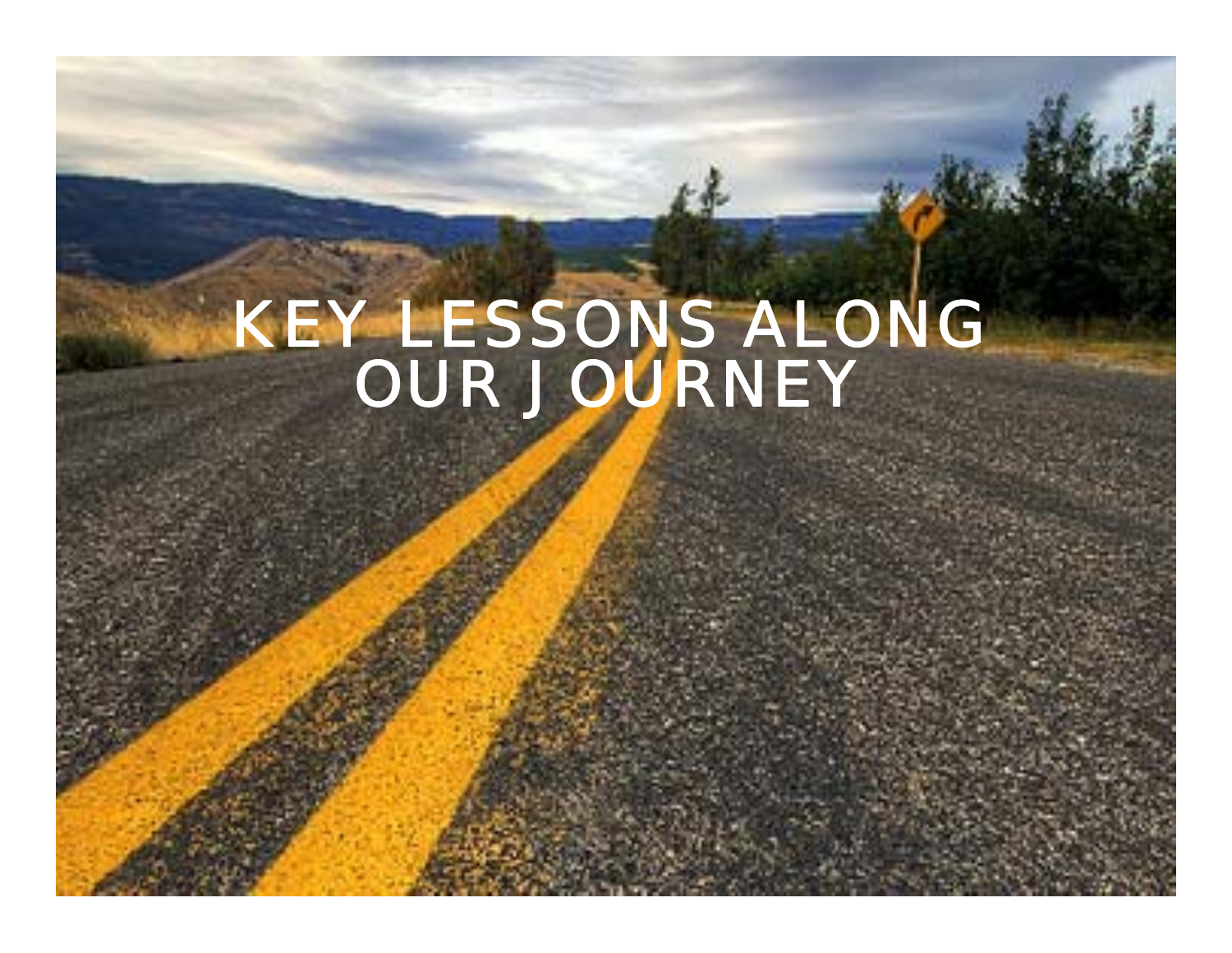# KEY LESSONS ALONG OUR JOURNEY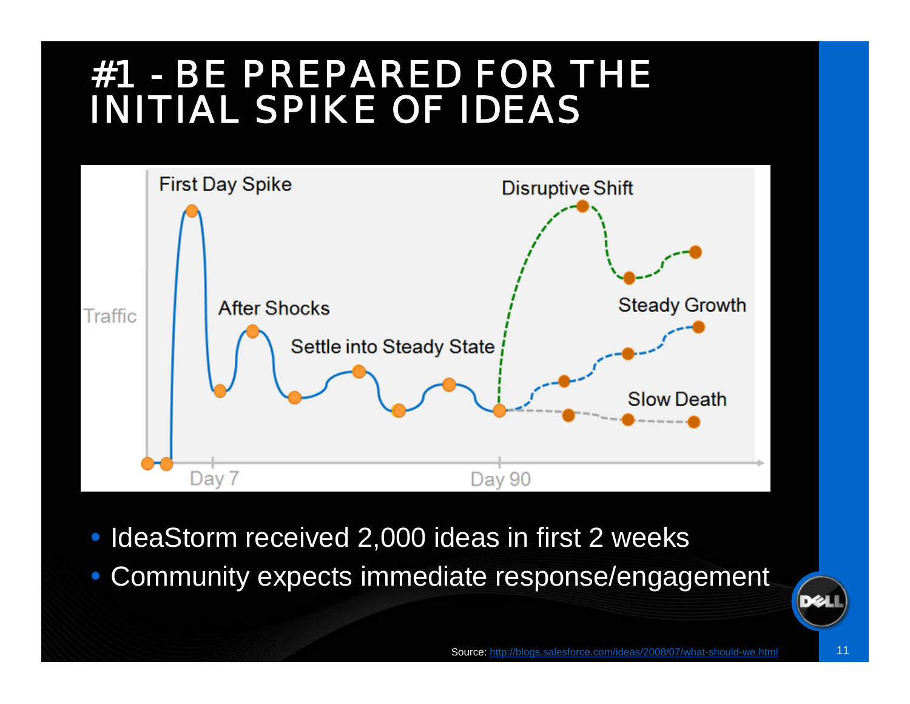# #1 - BE PREPARED FOR THE INITIAL SPIKE OF IDEAS

- IdeaStorm received 2,000 ideas in first 2 weeks
- Community expects immediate response/engagement

Source: http://blogs.salesforce.com/ideas/2008/07/what-should-we.html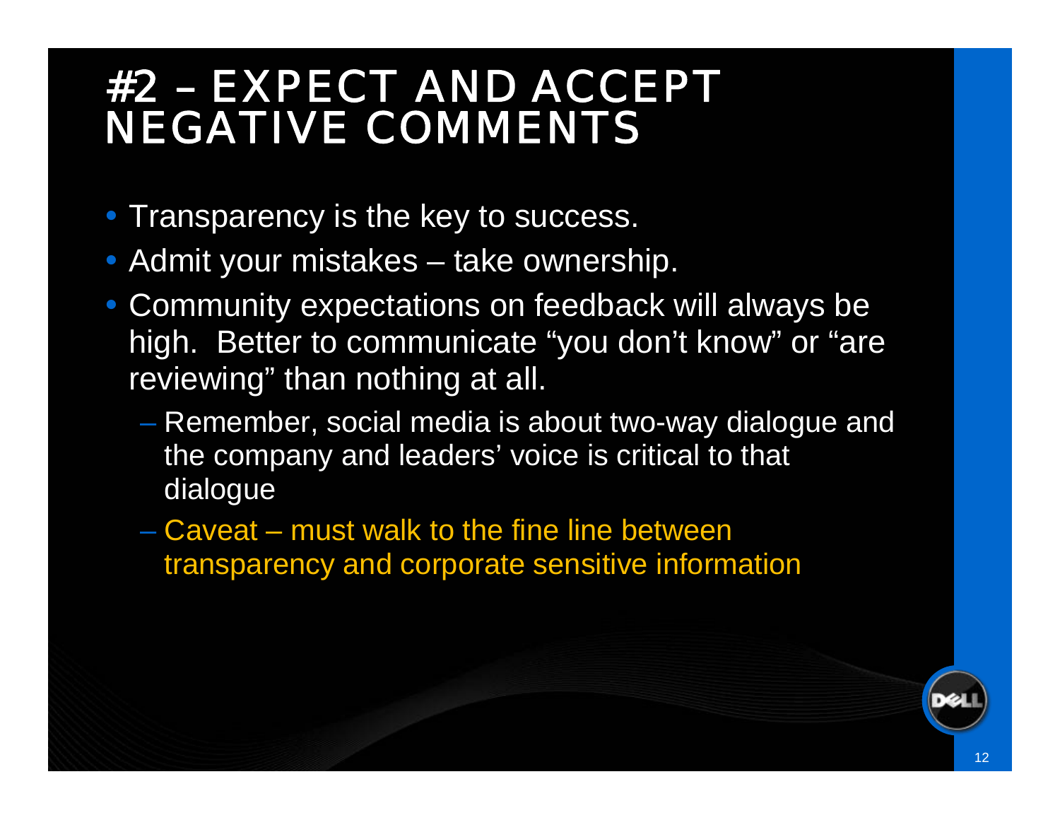# #2 – EXPECT AND ACCEPT NEGATIVE COMMENTS

- Transparency is the key to success.
- Admit your mistakes – take ownership.
- Community expectations on feedback will always be high. Better to communicate "you don't know" or "are reviewing" than nothing at all.
  - Remember, social media is about two-way dialogue and the company and leaders' voice is critical to that dialogue
  - Caveat – must walk to the fine line between transparency and corporate sensitive information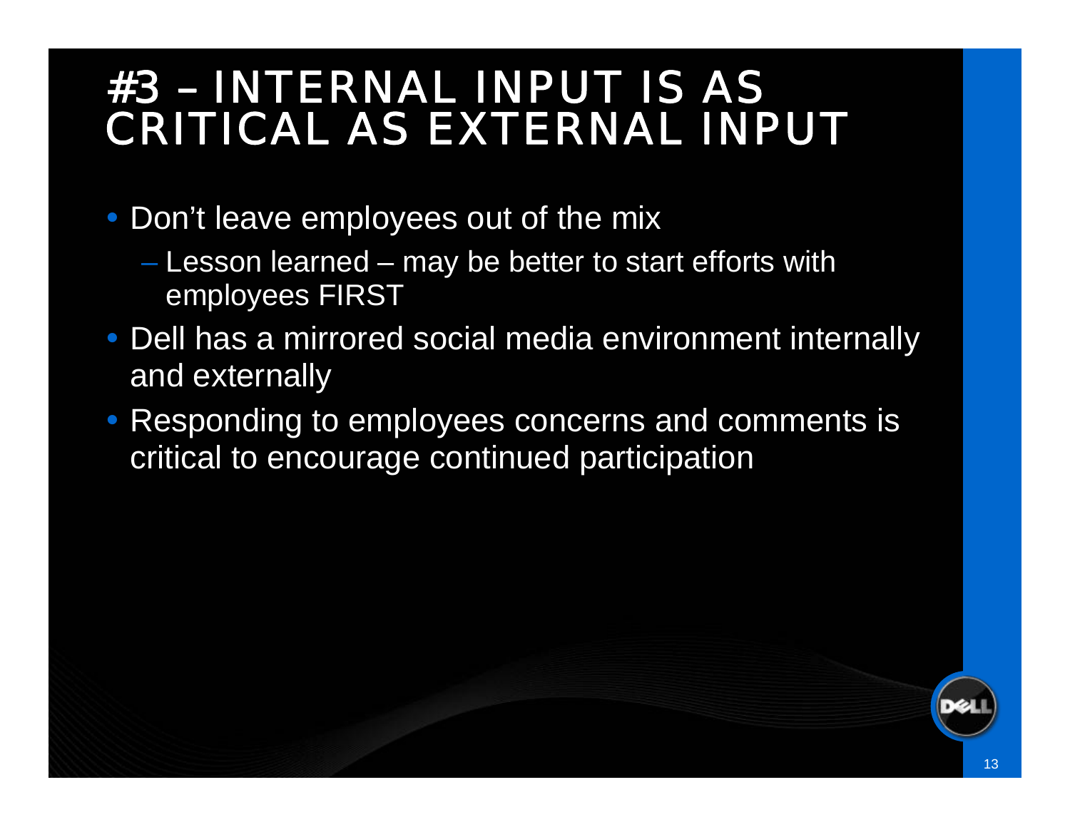# #3 – INTERNAL INPUT IS AS CRITICAL AS EXTERNAL INPUT

- Don't leave employees out of the mix
  - Lesson learned – may be better to start efforts with employees FIRST
- Dell has a mirrored social media environment internally and externally
- Responding to employees concerns and comments is critical to encourage continued participation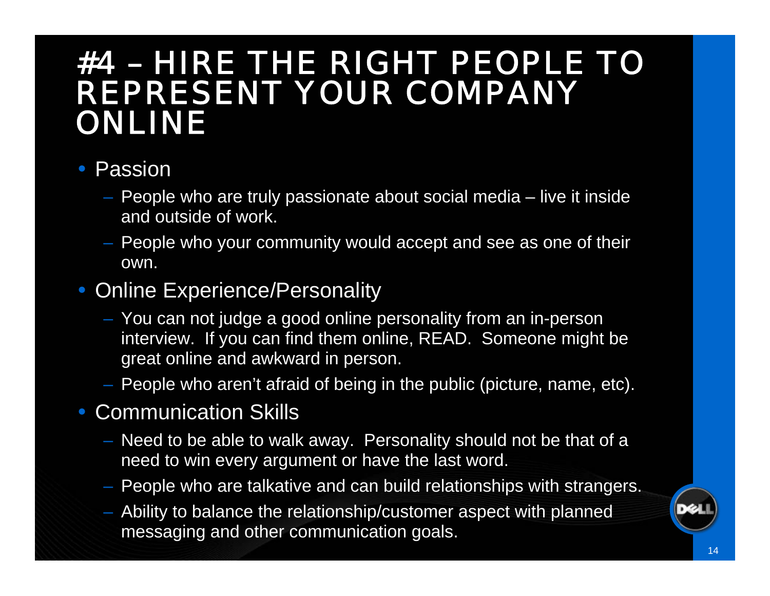# #4 – HIRE THE RIGHT PEOPLE TO REPRESENT YOUR COMPANY ONLINE

- Passion
  - People who are truly passionate about social media – live it inside and outside of work.
  - People who your community would accept and see as one of their own.
- Online Experience/Personality
  - You can not judge a good online personality from an in-person interview. If you can find them online, READ. Someone might be great online and awkward in person.
  - People who aren't afraid of being in the public (picture, name, etc).
- Communication Skills
  - Need to be able to walk away. Personality should not be that of a need to win every argument or have the last word.
  - People who are talkative and can build relationships with strangers.
  - Ability to balance the relationship/customer aspect with planned messaging and other communication goals.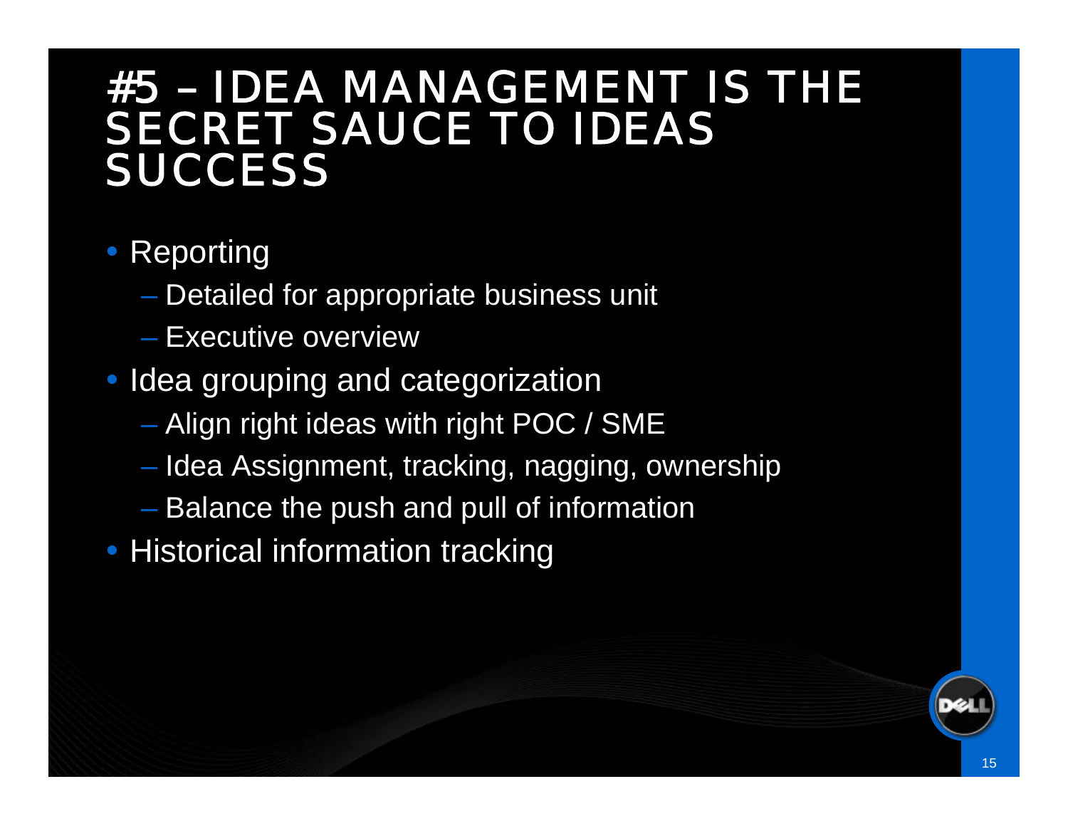# #5 – IDEA MANAGEMENT IS THE SECRET SAUCE TO IDEAS SUCCESS

- Reporting
  - Detailed for appropriate business unit
  - Executive overview
- Idea grouping and categorization
  - Align right ideas with right POC / SME
  - Idea Assignment, tracking, nagging, ownership
  - Balance the push and pull of information
- Historical information tracking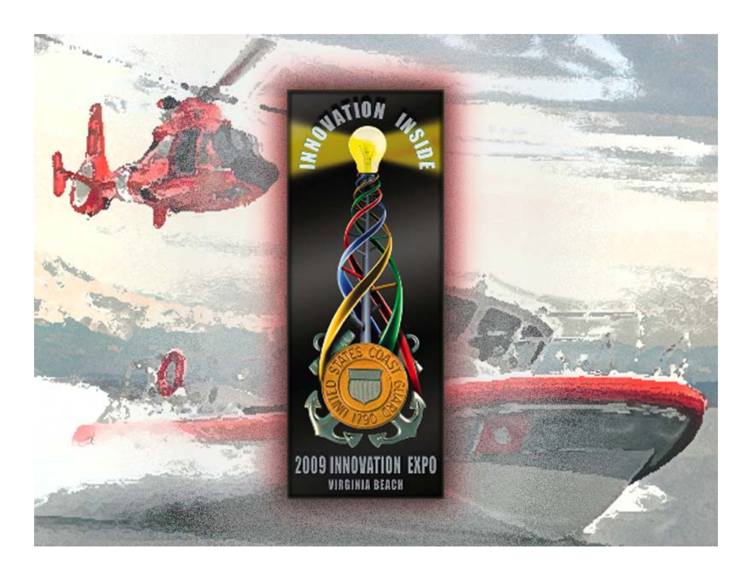INNOVATION INSIDE

UNITED STATES COAST GUARD 1790

2009 INNOVATION EXPO

VIRGINIA BEACH